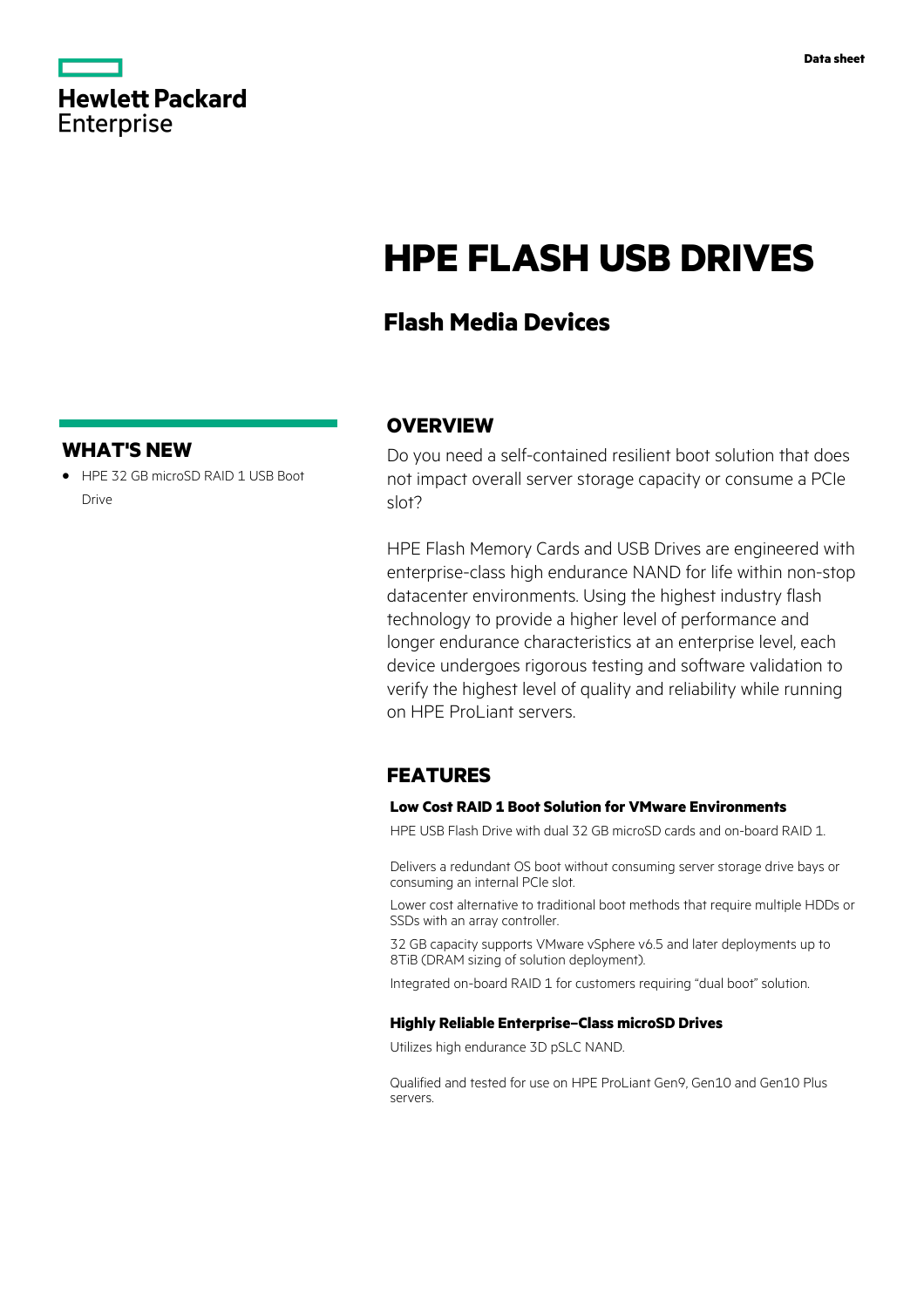Hewlett Packard Enterprise

Data sheet

# HPE FLASH USB DRIVES

## Flash Media Devices

## WHAT'S NEW

- HPE 32 GB microSD RAID 1 USB Boot Drive

## OVERVIEW

Do you need a self-contained resilient boot solution that does not impact overall server storage capacity or consume a PCIe slot?

HPE Flash Memory Cards and USB Drives are engineered with enterprise-class high endurance NAND for life within non-stop datacenter environments. Using the highest industry flash technology to provide a higher level of performance and longer endurance characteristics at an enterprise level, each device undergoes rigorous testing and software validation to verify the highest level of quality and reliability while running on HPE ProLiant servers.

## FEATURES

### Low Cost RAID 1 Boot Solution for VMware Environments

HPE USB Flash Drive with dual 32 GB microSD cards and on-board RAID 1.

Delivers a redundant OS boot without consuming server storage drive bays or consuming an internal PCIe slot.

Lower cost alternative to traditional boot methods that require multiple HDDs or SSDs with an array controller.

32 GB capacity supports VMware vSphere v6.5 and later deployments up to 8TiB (DRAM sizing of solution deployment).

Integrated on-board RAID 1 for customers requiring "dual boot" solution.

### Highly Reliable Enterprise-Class microSD Drives

Utilizes high endurance 3D pSLC NAND.

Qualified and tested for use on HPE ProLiant Gen9, Gen10 and Gen10 Plus servers.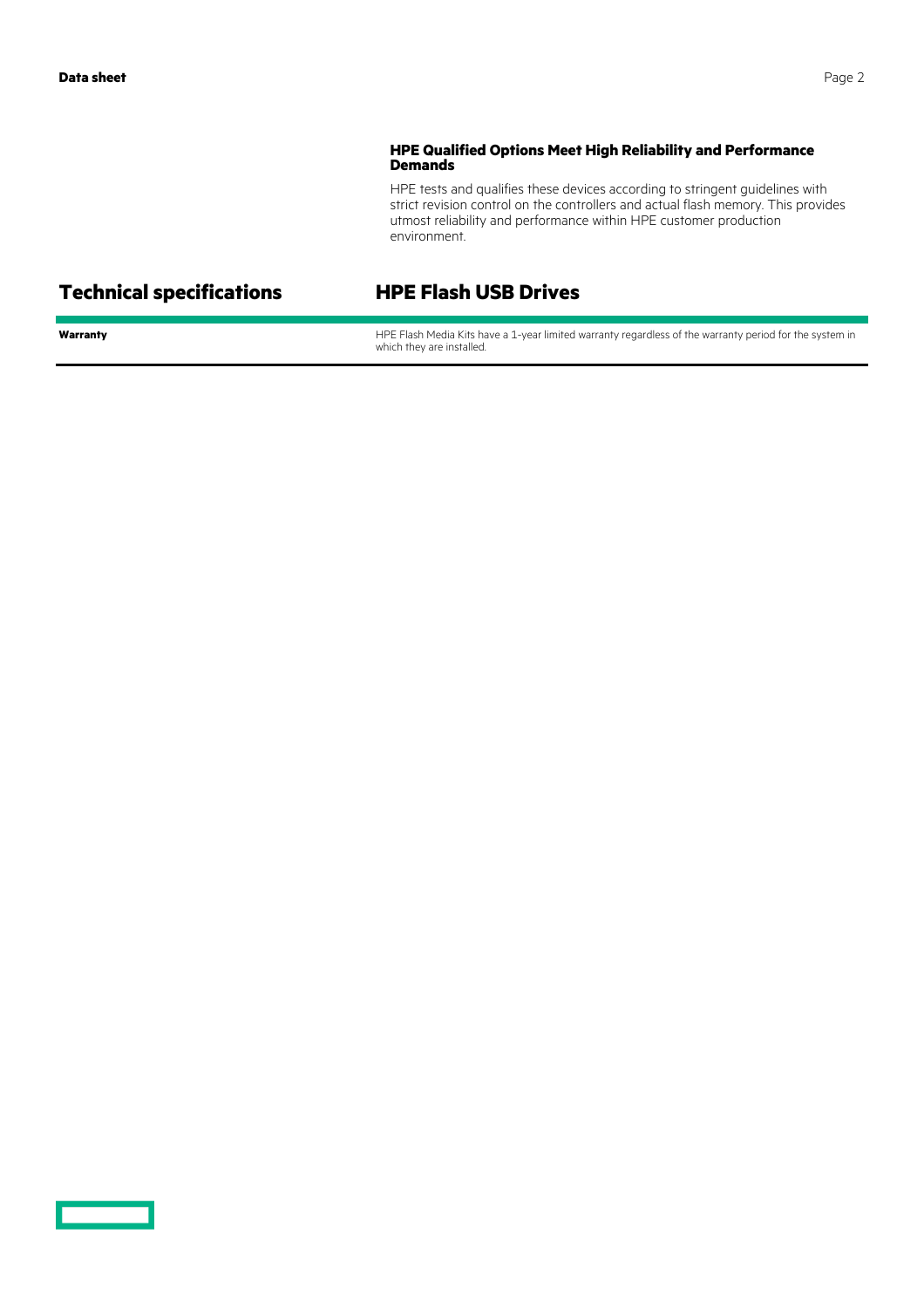### HPE Qualified Options Meet High Reliability and Performance Demands

HPE tests and qualifies these devices according to stringent guidelines with strict revision control on the controllers and actual flash memory. This provides utmost reliability and performance within HPE customer production environment.

## Technical specifications

## HPE Flash USB Drives

| | |
|---|---|
| **Warranty** | HPE Flash Media Kits have a 1-year limited warranty regardless of the warranty period for the system in which they are installed. |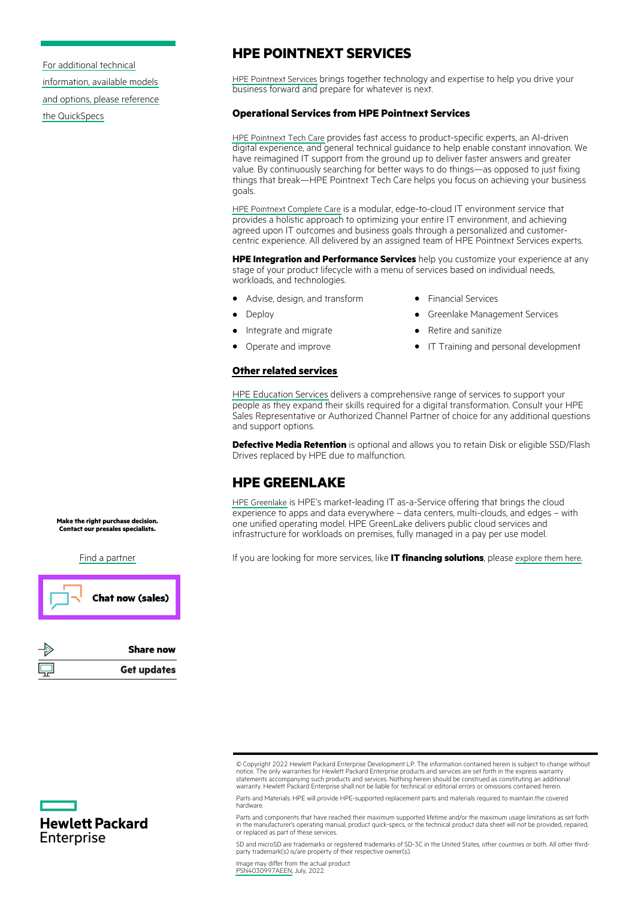For additional technical information, available models and options, please reference the QuickSpecs

# HPE POINTNEXT SERVICES

HPE Pointnext Services brings together technology and expertise to help you drive your business forward and prepare for whatever is next.

### Operational Services from HPE Pointnext Services

HPE Pointnext Tech Care provides fast access to product-specific experts, an AI-driven digital experience, and general technical guidance to help enable constant innovation. We have reimagined IT support from the ground up to deliver faster answers and greater value. By continuously searching for better ways to do things—as opposed to just fixing things that break—HPE Pointnext Tech Care helps you focus on achieving your business goals.

HPE Pointnext Complete Care is a modular, edge-to-cloud IT environment service that provides a holistic approach to optimizing your entire IT environment, and achieving agreed upon IT outcomes and business goals through a personalized and customer-centric experience. All delivered by an assigned team of HPE Pointnext Services experts.

**HPE Integration and Performance Services** help you customize your experience at any stage of your product lifecycle with a menu of services based on individual needs, workloads, and technologies.

- Advise, design, and transform
- Deploy
- Integrate and migrate
- Operate and improve
- Financial Services
- Greenlake Management Services
- Retire and sanitize
- IT Training and personal development

### Other related services

HPE Education Services delivers a comprehensive range of services to support your people as they expand their skills required for a digital transformation. Consult your HPE Sales Representative or Authorized Channel Partner of choice for any additional questions and support options.

**Defective Media Retention** is optional and allows you to retain Disk or eligible SSD/Flash Drives replaced by HPE due to malfunction.

# HPE GREENLAKE

HPE Greenlake is HPE's market-leading IT as-a-Service offering that brings the cloud experience to apps and data everywhere – data centers, multi-clouds, and edges – with one unified operating model. HPE GreenLake delivers public cloud services and infrastructure for workloads on premises, fully managed in a pay per use model.

If you are looking for more services, like **IT financing solutions**, please explore them here.

**Make the right purchase decision. Contact our presales specialists.**

Find a partner

**Chat now (sales)**

**Share now**

**Get updates**

Hewlett Packard Enterprise

© Copyright 2022 Hewlett Packard Enterprise Development LP. The information contained herein is subject to change without notice. The only warranties for Hewlett Packard Enterprise products and services are set forth in the express warranty statements accompanying such products and services. Nothing herein should be construed as constituting an additional warranty. Hewlett Packard Enterprise shall not be liable for technical or editorial errors or omissions contained herein.

Parts and Materials: HPE will provide HPE-supported replacement parts and materials required to maintain the covered hardware.

Parts and components that have reached their maximum supported lifetime and/or the maximum usage limitations as set forth in the manufacturer's operating manual, product quick-specs, or the technical product data sheet will not be provided, repaired, or replaced as part of these services.

SD and microSD are trademarks or registered trademarks of SD-3C in the United States, other countries or both. All other third-party trademark(s) is/are property of their respective owner(s).

Image may differ from the actual product
PSN4030997AEEN, July, 2022.